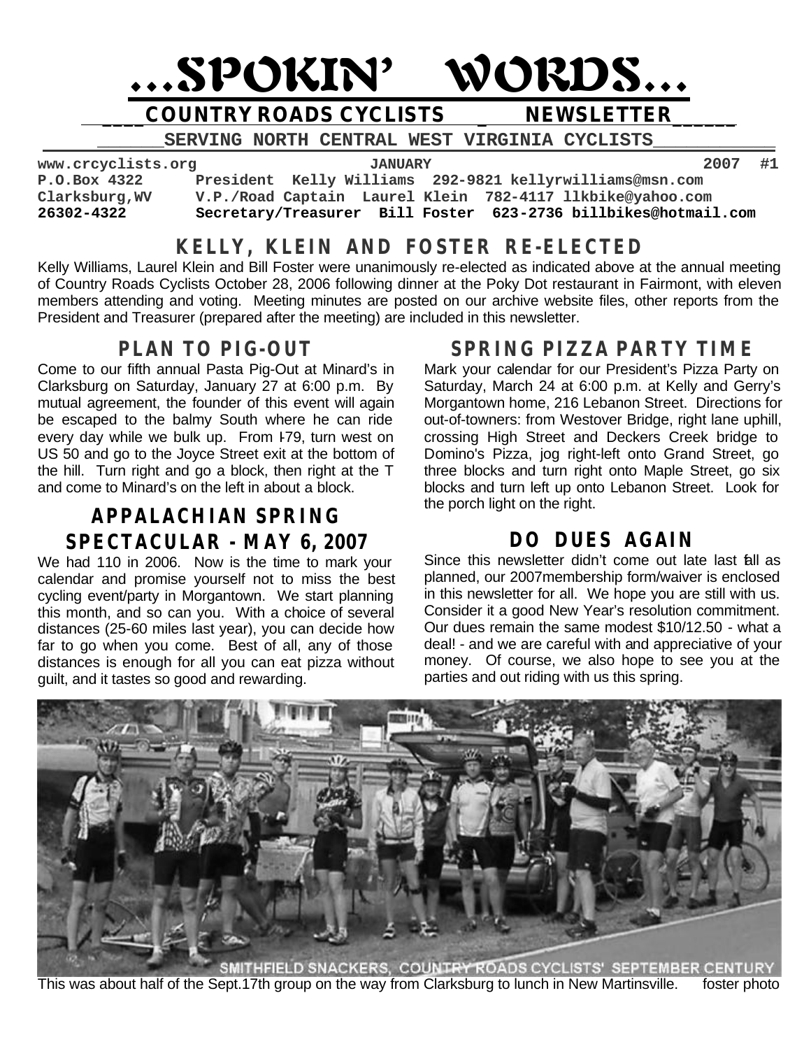# ...SPOKIN' WORDS...

## COUNTRY ROADS CYCLISTS NEWSLETTER

**SERVING NORTH CENTRAL WEST VIRGINIA CYCLISTS**

www.crcyclists.org — JANUARY — 2007 #1

P.O.Box 4322
Clarksburg,WV
26302-4322

President Kelly Williams 292-9821 kellyrwilliams@msn.com
V.P./Road Captain Laurel Klein 782-4117 llkbike@yahoo.com
Secretary/Treasurer Bill Foster 623-2736 billbikes@hotmail.com

## KELLY, KLEIN AND FOSTER RE-ELECTED

Kelly Williams, Laurel Klein and Bill Foster were unanimously re-elected as indicated above at the annual meeting of Country Roads Cyclists October 28, 2006 following dinner at the Poky Dot restaurant in Fairmont, with eleven members attending and voting. Meeting minutes are posted on our archive website files, other reports from the President and Treasurer (prepared after the meeting) are included in this newsletter.

## PLAN TO PIG-OUT

Come to our fifth annual Pasta Pig-Out at Minard's in Clarksburg on Saturday, January 27 at 6:00 p.m. By mutual agreement, the founder of this event will again be escaped to the balmy South where he can ride every day while we bulk up. From I-79, turn west on US 50 and go to the Joyce Street exit at the bottom of the hill. Turn right and go a block, then right at the T and come to Minard's on the left in about a block.

## APPALACHIAN SPRING SPECTACULAR - MAY 6, 2007

We had 110 in 2006. Now is the time to mark your calendar and promise yourself not to miss the best cycling event/party in Morgantown. We start planning this month, and so can you. With a choice of several distances (25-60 miles last year), you can decide how far to go when you come. Best of all, any of those distances is enough for all you can eat pizza without guilt, and it tastes so good and rewarding.

## SPRING PIZZA PARTY TIME

Mark your calendar for our President's Pizza Party on Saturday, March 24 at 6:00 p.m. at Kelly and Gerry's Morgantown home, 216 Lebanon Street. Directions for out-of-towners: from Westover Bridge, right lane uphill, crossing High Street and Deckers Creek bridge to Domino's Pizza, jog right-left onto Grand Street, go three blocks and turn right onto Maple Street, go six blocks and turn left up onto Lebanon Street. Look for the porch light on the right.

## DO DUES AGAIN

Since this newsletter didn't come out late last fall as planned, our 2007membership form/waiver is enclosed in this newsletter for all. We hope you are still with us. Consider it a good New Year's resolution commitment. Our dues remain the same modest $10/12.50 - what a deal! - and we are careful with and appreciative of your money. Of course, we also hope to see you at the parties and out riding with us this spring.

SMITHFIELD SNACKERS, COUNTRY ROADS CYCLISTS' SEPTEMBER CENTURY

This was about half of the Sept.17th group on the way from Clarksburg to lunch in New Martinsville. foster photo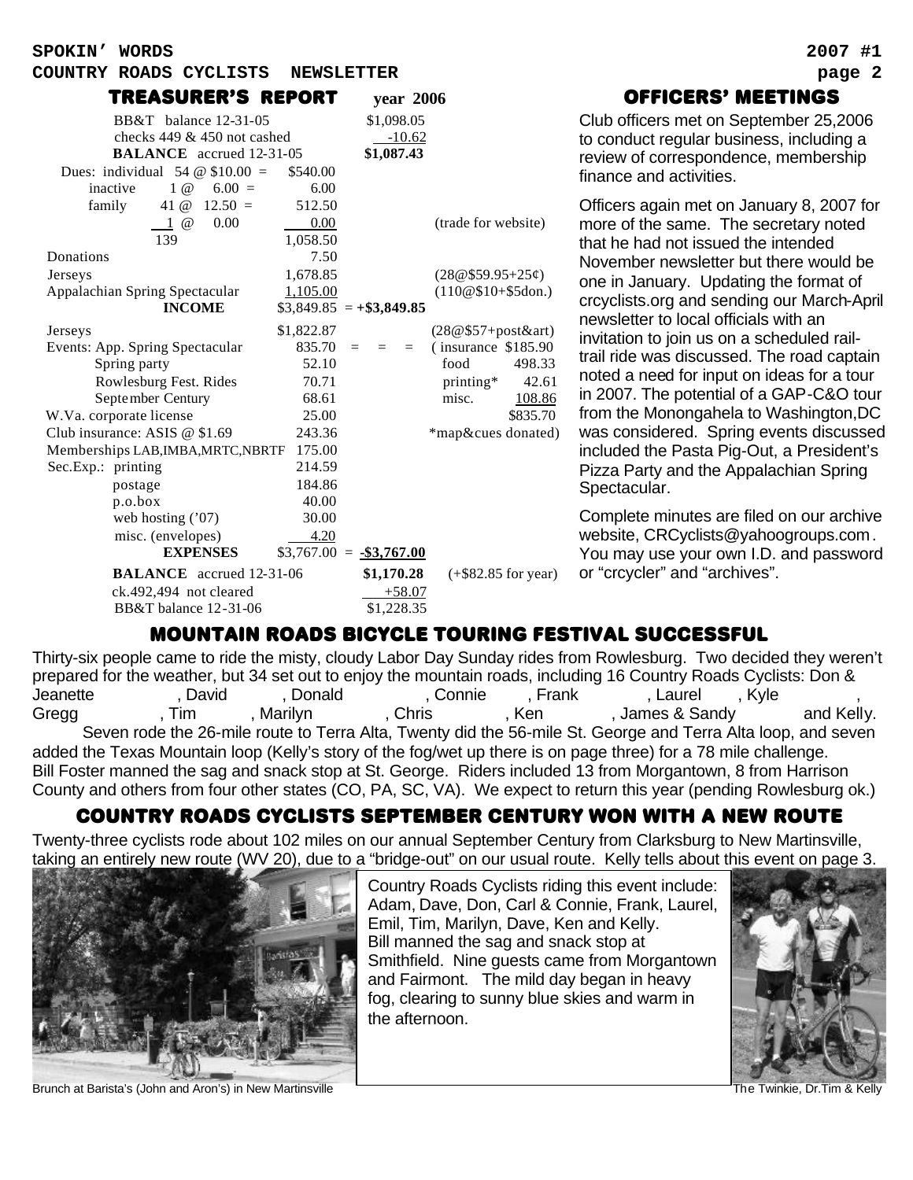## TREASURER'S REPORT year 2006

| | | | |
|---|---|---|---|
| BB&T balance 12-31-05 | | $1,098.05 | |
| checks 449 & 450 not cashed | | -10.62 | |
| **BALANCE** accrued 12-31-05 | | **$1,087.43** | |
| Dues: individual 54 @ $10.00 = | $540.00 | | |
| inactive 1 @ 6.00 = | 6.00 | | |
| family 41 @ 12.50 = | 512.50 | | |
| 1 @ 0.00 | 0.00 | | (trade for website) |
| 139 | 1,058.50 | | |
| Donations | 7.50 | | |
| Jerseys | 1,678.85 | | (28@$59.95+25¢) |
| Appalachian Spring Spectacular | 1,105.00 | | (110@$10+$5don.) |
| **INCOME** | $3,849.85 = | **+$3,849.85** | |
| Jerseys | $1,822.87 | | (28@$57+post&art) |
| Events: App. Spring Spectacular | 835.70 = = = | | ( insurance $185.90 |
| Spring party | 52.10 | | food 498.33 |
| Rowlesburg Fest. Rides | 70.71 | | printing* 42.61 |
| September Century | 68.61 | | misc. 108.86 |
| W.Va. corporate license | 25.00 | | $835.70 |
| Club insurance: ASIS @ $1.69 | 243.36 | | *map&cues donated) |
| Memberships LAB,IMBA,MRTC,NBRTF | 175.00 | | |
| Sec.Exp.: printing | 214.59 | | |
| postage | 184.86 | | |
| p.o.box | 40.00 | | |
| web hosting ('07) | 30.00 | | |
| misc. (envelopes) | 4.20 | | |
| **EXPENSES** | $3,767.00 = | **-$3,767.00** | |
| **BALANCE** accrued 12-31-06 | | **$1,170.28** | (+$82.85 for year) |
| ck.492,494 not cleared | | +58.07 | |
| BB&T balance 12-31-06 | | $1,228.35 | |

## OFFICERS' MEETINGS

Club officers met on September 25,2006 to conduct regular business, including a review of correspondence, membership finance and activities.

Officers again met on January 8, 2007 for more of the same. The secretary noted that he had not issued the intended November newsletter but there would be one in January. Updating the format of crcyclists.org and sending our March-April newsletter to local officials with an invitation to join us on a scheduled rail-trail ride was discussed. The road captain noted a need for input on ideas for a tour in 2007. The potential of a GAP-C&O tour from the Monongahela to Washington,DC was considered. Spring events discussed included the Pasta Pig-Out, a President's Pizza Party and the Appalachian Spring Spectacular.

Complete minutes are filed on our archive website, CRCyclists@yahoogroups.com. You may use your own I.D. and password or "crcycler" and "archives".

## MOUNTAIN ROADS BICYCLE TOURING FESTIVAL SUCCESSFUL

Thirty-six people came to ride the misty, cloudy Labor Day Sunday rides from Rowlesburg. Two decided they weren't prepared for the weather, but 34 set out to enjoy the mountain roads, including 16 Country Roads Cyclists: Don & Jeanette , David , Donald , Connie , Frank , Laurel , Kyle , Gregg , Tim , Marilyn , Chris , Ken , James & Sandy and Kelly.

Seven rode the 26-mile route to Terra Alta, Twenty did the 56-mile St. George and Terra Alta loop, and seven added the Texas Mountain loop (Kelly's story of the fog/wet up there is on page three) for a 78 mile challenge. Bill Foster manned the sag and snack stop at St. George. Riders included 13 from Morgantown, 8 from Harrison County and others from four other states (CO, PA, SC, VA). We expect to return this year (pending Rowlesburg ok.)

## COUNTRY ROADS CYCLISTS SEPTEMBER CENTURY WON WITH A NEW ROUTE

Twenty-three cyclists rode about 102 miles on our annual September Century from Clarksburg to New Martinsville, taking an entirely new route (WV 20), due to a "bridge-out" on our usual route. Kelly tells about this event on page 3.

Country Roads Cyclists riding this event include: Adam, Dave, Don, Carl & Connie, Frank, Laurel, Emil, Tim, Marilyn, Dave, Ken and Kelly. Bill manned the sag and snack stop at Smithfield. Nine guests came from Morgantown and Fairmont. The mild day began in heavy fog, clearing to sunny blue skies and warm in the afternoon.

Brunch at Barista's (John and Aron's) in New Martinsville

The Twinkie, Dr.Tim & Kelly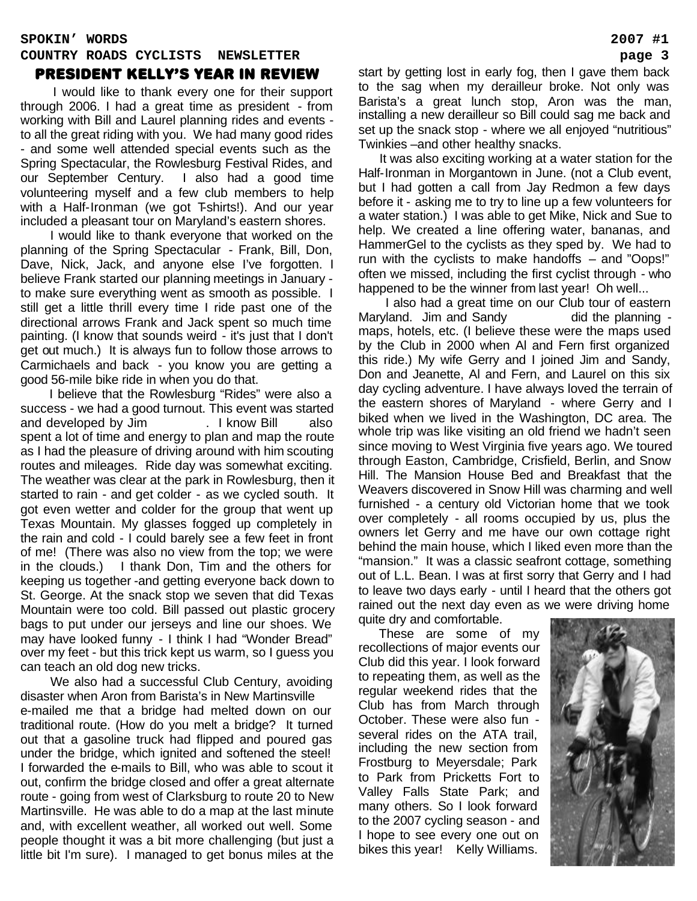## PRESIDENT KELLY'S YEAR IN REVIEW

I would like to thank every one for their support through 2006. I had a great time as president - from working with Bill and Laurel planning rides and events - to all the great riding with you. We had many good rides - and some well attended special events such as the Spring Spectacular, the Rowlesburg Festival Rides, and our September Century. I also had a good time volunteering myself and a few club members to help with a Half-Ironman (we got T-shirts!). And our year included a pleasant tour on Maryland's eastern shores.

I would like to thank everyone that worked on the planning of the Spring Spectacular - Frank, Bill, Don, Dave, Nick, Jack, and anyone else I've forgotten. I believe Frank started our planning meetings in January - to make sure everything went as smooth as possible. I still get a little thrill every time I ride past one of the directional arrows Frank and Jack spent so much time painting. (I know that sounds weird - it's just that I don't get out much.) It is always fun to follow those arrows to Carmichaels and back - you know you are getting a good 56-mile bike ride in when you do that.

I believe that the Rowlesburg "Rides" were also a success - we had a good turnout. This event was started and developed by Jim . I know Bill also spent a lot of time and energy to plan and map the route as I had the pleasure of driving around with him scouting routes and mileages. Ride day was somewhat exciting. The weather was clear at the park in Rowlesburg, then it started to rain - and get colder - as we cycled south. It got even wetter and colder for the group that went up Texas Mountain. My glasses fogged up completely in the rain and cold - I could barely see a few feet in front of me! (There was also no view from the top; we were in the clouds.) I thank Don, Tim and the others for keeping us together -and getting everyone back down to St. George. At the snack stop we seven that did Texas Mountain were too cold. Bill passed out plastic grocery bags to put under our jerseys and line our shoes. We may have looked funny - I think I had "Wonder Bread" over my feet - but this trick kept us warm, so I guess you can teach an old dog new tricks.

We also had a successful Club Century, avoiding disaster when Aron from Barista's in New Martinsville e-mailed me that a bridge had melted down on our traditional route. (How do you melt a bridge? It turned out that a gasoline truck had flipped and poured gas under the bridge, which ignited and softened the steel! I forwarded the e-mails to Bill, who was able to scout it out, confirm the bridge closed and offer a great alternate route - going from west of Clarksburg to route 20 to New Martinsville. He was able to do a map at the last minute and, with excellent weather, all worked out well. Some people thought it was a bit more challenging (but just a little bit I'm sure). I managed to get bonus miles at the start by getting lost in early fog, then I gave them back to the sag when my derailleur broke. Not only was Barista's a great lunch stop, Aron was the man, installing a new derailleur so Bill could sag me back and set up the snack stop - where we all enjoyed "nutritious" Twinkies –and other healthy snacks.

It was also exciting working at a water station for the Half-Ironman in Morgantown in June. (not a Club event, but I had gotten a call from Jay Redmon a few days before it - asking me to try to line up a few volunteers for a water station.) I was able to get Mike, Nick and Sue to help. We created a line offering water, bananas, and HammerGel to the cyclists as they sped by. We had to run with the cyclists to make handoffs – and "Oops!" often we missed, including the first cyclist through - who happened to be the winner from last year! Oh well...

I also had a great time on our Club tour of eastern Maryland. Jim and Sandy did the planning - maps, hotels, etc. (I believe these were the maps used by the Club in 2000 when Al and Fern first organized this ride.) My wife Gerry and I joined Jim and Sandy, Don and Jeanette, Al and Fern, and Laurel on this six day cycling adventure. I have always loved the terrain of the eastern shores of Maryland - where Gerry and I biked when we lived in the Washington, DC area. The whole trip was like visiting an old friend we hadn't seen since moving to West Virginia five years ago. We toured through Easton, Cambridge, Crisfield, Berlin, and Snow Hill. The Mansion House Bed and Breakfast that the Weavers discovered in Snow Hill was charming and well furnished - a century old Victorian home that we took over completely - all rooms occupied by us, plus the owners let Gerry and me have our own cottage right behind the main house, which I liked even more than the "mansion." It was a classic seafront cottage, something out of L.L. Bean. I was at first sorry that Gerry and I had to leave two days early - until I heard that the others got rained out the next day even as we were driving home quite dry and comfortable.

These are some of my recollections of major events our Club did this year. I look forward to repeating them, as well as the regular weekend rides that the Club has from March through October. These were also fun - several rides on the ATA trail, including the new section from Frostburg to Meyersdale; Park to Park from Pricketts Fort to Valley Falls State Park; and many others. So I look forward to the 2007 cycling season - and I hope to see every one out on bikes this year! Kelly Williams.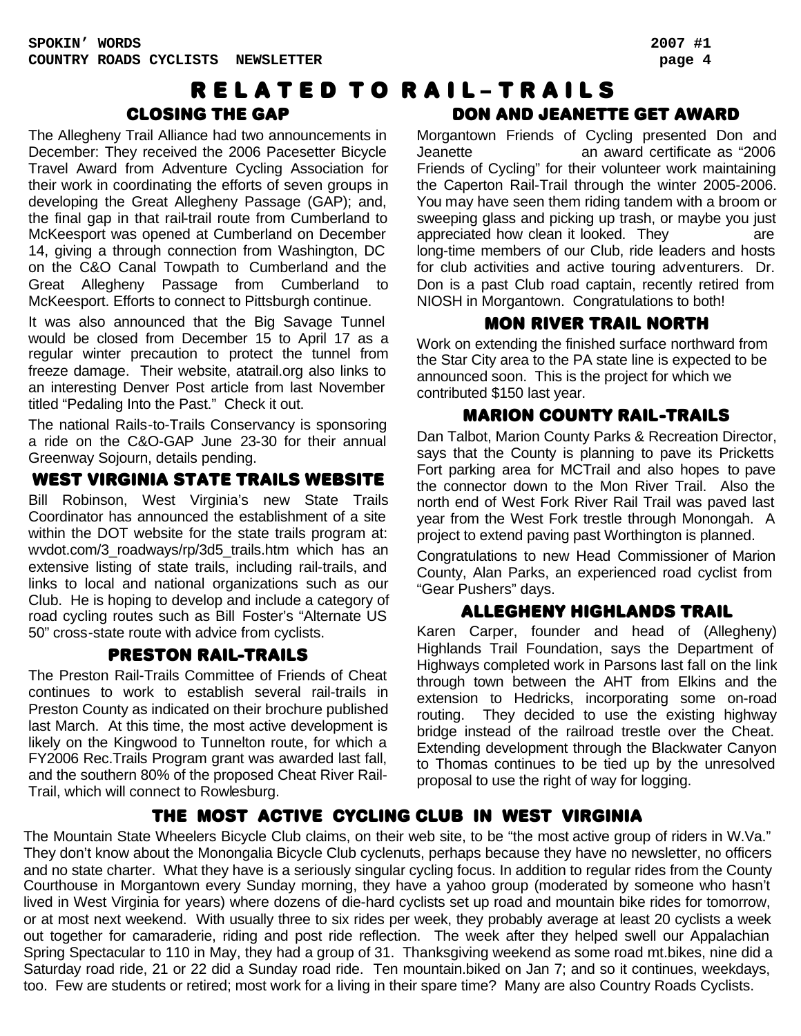# RELATED TO RAIL-TRAILS

## CLOSING THE GAP

The Allegheny Trail Alliance had two announcements in December: They received the 2006 Pacesetter Bicycle Travel Award from Adventure Cycling Association for their work in coordinating the efforts of seven groups in developing the Great Allegheny Passage (GAP); and, the final gap in that rail-trail route from Cumberland to McKeesport was opened at Cumberland on December 14, giving a through connection from Washington, DC on the C&O Canal Towpath to Cumberland and the Great Allegheny Passage from Cumberland to McKeesport. Efforts to connect to Pittsburgh continue.

It was also announced that the Big Savage Tunnel would be closed from December 15 to April 17 as a regular winter precaution to protect the tunnel from freeze damage. Their website, atatrail.org also links to an interesting Denver Post article from last November titled "Pedaling Into the Past." Check it out.

The national Rails-to-Trails Conservancy is sponsoring a ride on the C&O-GAP June 23-30 for their annual Greenway Sojourn, details pending.

## WEST VIRGINIA STATE TRAILS WEBSITE

Bill Robinson, West Virginia's new State Trails Coordinator has announced the establishment of a site within the DOT website for the state trails program at: wvdot.com/3_roadways/rp/3d5_trails.htm which has an extensive listing of state trails, including rail-trails, and links to local and national organizations such as our Club. He is hoping to develop and include a category of road cycling routes such as Bill Foster's "Alternate US 50" cross-state route with advice from cyclists.

## PRESTON RAIL-TRAILS

The Preston Rail-Trails Committee of Friends of Cheat continues to work to establish several rail-trails in Preston County as indicated on their brochure published last March. At this time, the most active development is likely on the Kingwood to Tunnelton route, for which a FY2006 Rec.Trails Program grant was awarded last fall, and the southern 80% of the proposed Cheat River Rail-Trail, which will connect to Rowlesburg.

## DON AND JEANETTE GET AWARD

Morgantown Friends of Cycling presented Don and Jeanette an award certificate as "2006 Friends of Cycling" for their volunteer work maintaining the Caperton Rail-Trail through the winter 2005-2006. You may have seen them riding tandem with a broom or sweeping glass and picking up trash, or maybe you just appreciated how clean it looked. They are long-time members of our Club, ride leaders and hosts for club activities and active touring adventurers. Dr. Don is a past Club road captain, recently retired from NIOSH in Morgantown. Congratulations to both!

## MON RIVER TRAIL NORTH

Work on extending the finished surface northward from the Star City area to the PA state line is expected to be announced soon. This is the project for which we contributed $150 last year.

## MARION COUNTY RAIL-TRAILS

Dan Talbot, Marion County Parks & Recreation Director, says that the County is planning to pave its Pricketts Fort parking area for MCTrail and also hopes to pave the connector down to the Mon River Trail. Also the north end of West Fork River Rail Trail was paved last year from the West Fork trestle through Monongah. A project to extend paving past Worthington is planned.

Congratulations to new Head Commissioner of Marion County, Alan Parks, an experienced road cyclist from "Gear Pushers" days.

## ALLEGHENY HIGHLANDS TRAIL

Karen Carper, founder and head of (Allegheny) Highlands Trail Foundation, says the Department of Highways completed work in Parsons last fall on the link through town between the AHT from Elkins and the extension to Hedricks, incorporating some on-road routing. They decided to use the existing highway bridge instead of the railroad trestle over the Cheat. Extending development through the Blackwater Canyon to Thomas continues to be tied up by the unresolved proposal to use the right of way for logging.

## THE MOST ACTIVE CYCLING CLUB IN WEST VIRGINIA

The Mountain State Wheelers Bicycle Club claims, on their web site, to be "the most active group of riders in W.Va." They don't know about the Monongalia Bicycle Club cyclenuts, perhaps because they have no newsletter, no officers and no state charter. What they have is a seriously singular cycling focus. In addition to regular rides from the County Courthouse in Morgantown every Sunday morning, they have a yahoo group (moderated by someone who hasn't lived in West Virginia for years) where dozens of die-hard cyclists set up road and mountain bike rides for tomorrow, or at most next weekend. With usually three to six rides per week, they probably average at least 20 cyclists a week out together for camaraderie, riding and post ride reflection. The week after they helped swell our Appalachian Spring Spectacular to 110 in May, they had a group of 31. Thanksgiving weekend as some road mt.bikes, nine did a Saturday road ride, 21 or 22 did a Sunday road ride. Ten mountain.biked on Jan 7; and so it continues, weekdays, too. Few are students or retired; most work for a living in their spare time? Many are also Country Roads Cyclists.